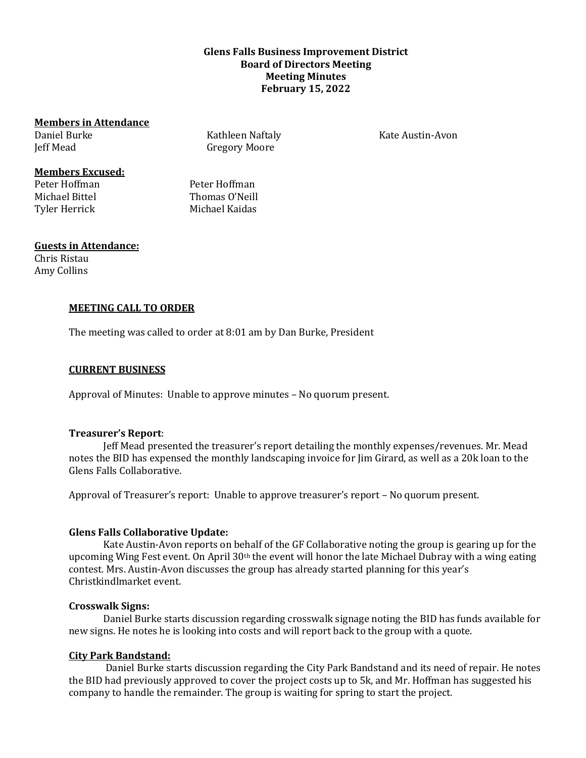**Glens Falls Business Improvement District**
**Board of Directors Meeting**
**Meeting Minutes**
**February 15, 2022**

**Members in Attendance**

Daniel Burke
Jeff Mead
Kathleen Naftaly
Gregory Moore
Kate Austin-Avon

**Members Excused:**

Peter Hoffman
Michael Bittel
Tyler Herrick
Peter Hoffman
Thomas O'Neill
Michael Kaidas

**Guests in Attendance:**

Chris Ristau
Amy Collins

**MEETING CALL TO ORDER**

The meeting was called to order at 8:01 am by Dan Burke, President

**CURRENT BUSINESS**

Approval of Minutes: Unable to approve minutes – No quorum present.

**Treasurer's Report**:

Jeff Mead presented the treasurer's report detailing the monthly expenses/revenues. Mr. Mead notes the BID has expensed the monthly landscaping invoice for Jim Girard, as well as a 20k loan to the Glens Falls Collaborative.

Approval of Treasurer's report: Unable to approve treasurer's report – No quorum present.

**Glens Falls Collaborative Update:**

Kate Austin-Avon reports on behalf of the GF Collaborative noting the group is gearing up for the upcoming Wing Fest event. On April 30th the event will honor the late Michael Dubray with a wing eating contest. Mrs. Austin-Avon discusses the group has already started planning for this year's Christkindlmarket event.

**Crosswalk Signs:**

Daniel Burke starts discussion regarding crosswalk signage noting the BID has funds available for new signs. He notes he is looking into costs and will report back to the group with a quote.

**City Park Bandstand:**

Daniel Burke starts discussion regarding the City Park Bandstand and its need of repair. He notes the BID had previously approved to cover the project costs up to 5k, and Mr. Hoffman has suggested his company to handle the remainder. The group is waiting for spring to start the project.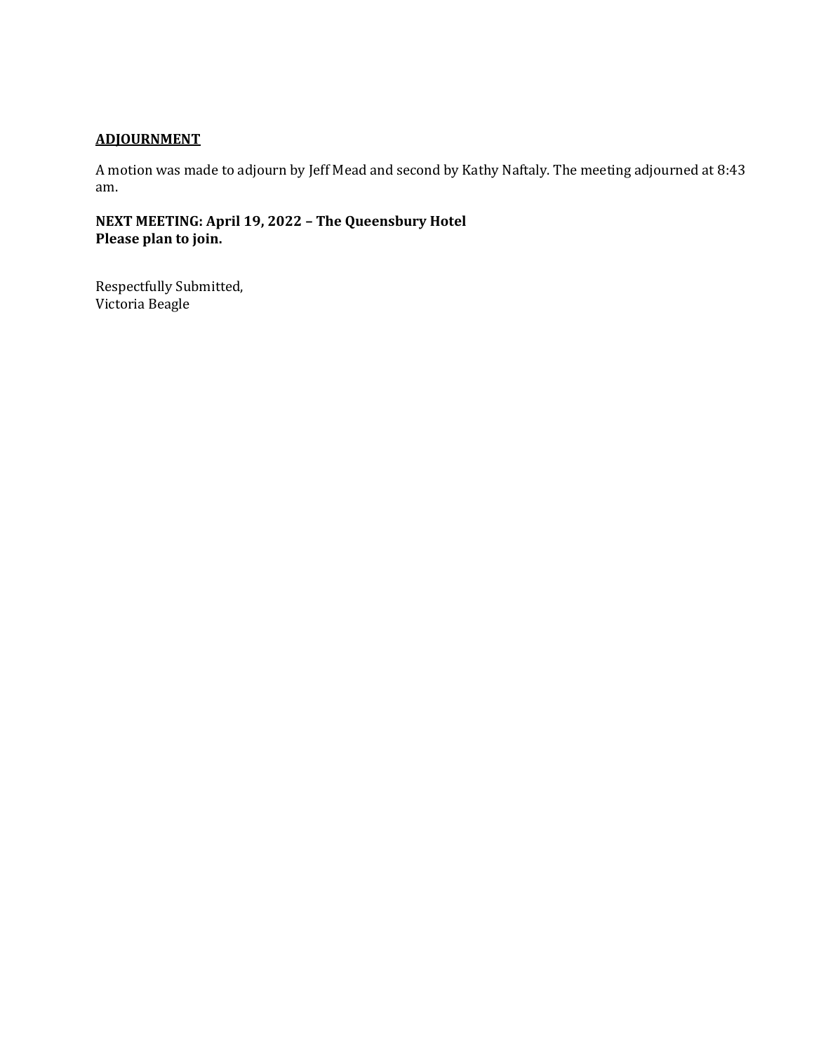**ADJOURNMENT**

A motion was made to adjourn by Jeff Mead and second by Kathy Naftaly. The meeting adjourned at 8:43 am.

**NEXT MEETING: April 19, 2022 – The Queensbury Hotel**
**Please plan to join.**

Respectfully Submitted,
Victoria Beagle